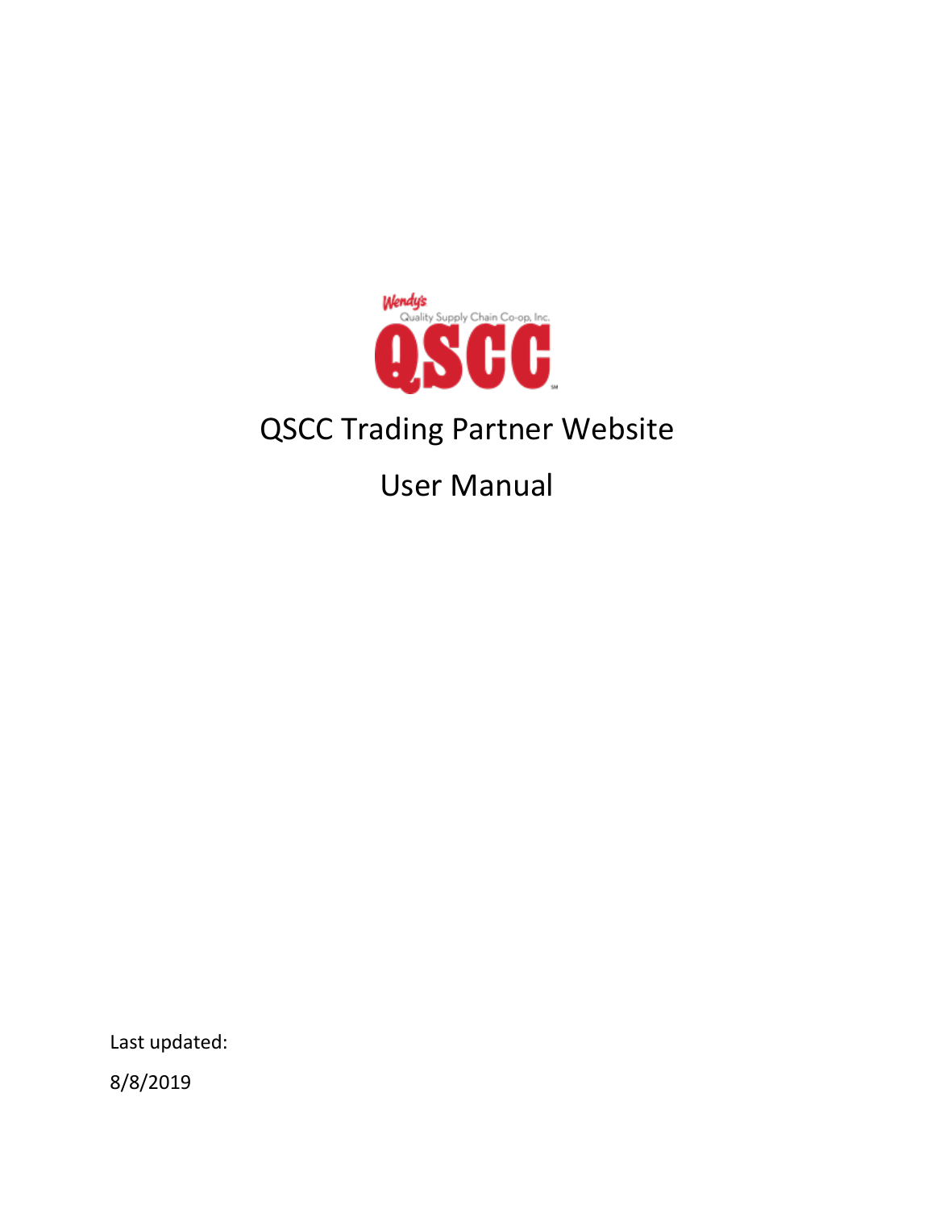Wendy's Quality Supply Chain Co-op, Inc.

QSCC

# QSCC Trading Partner Website

# User Manual

Last updated:

8/8/2019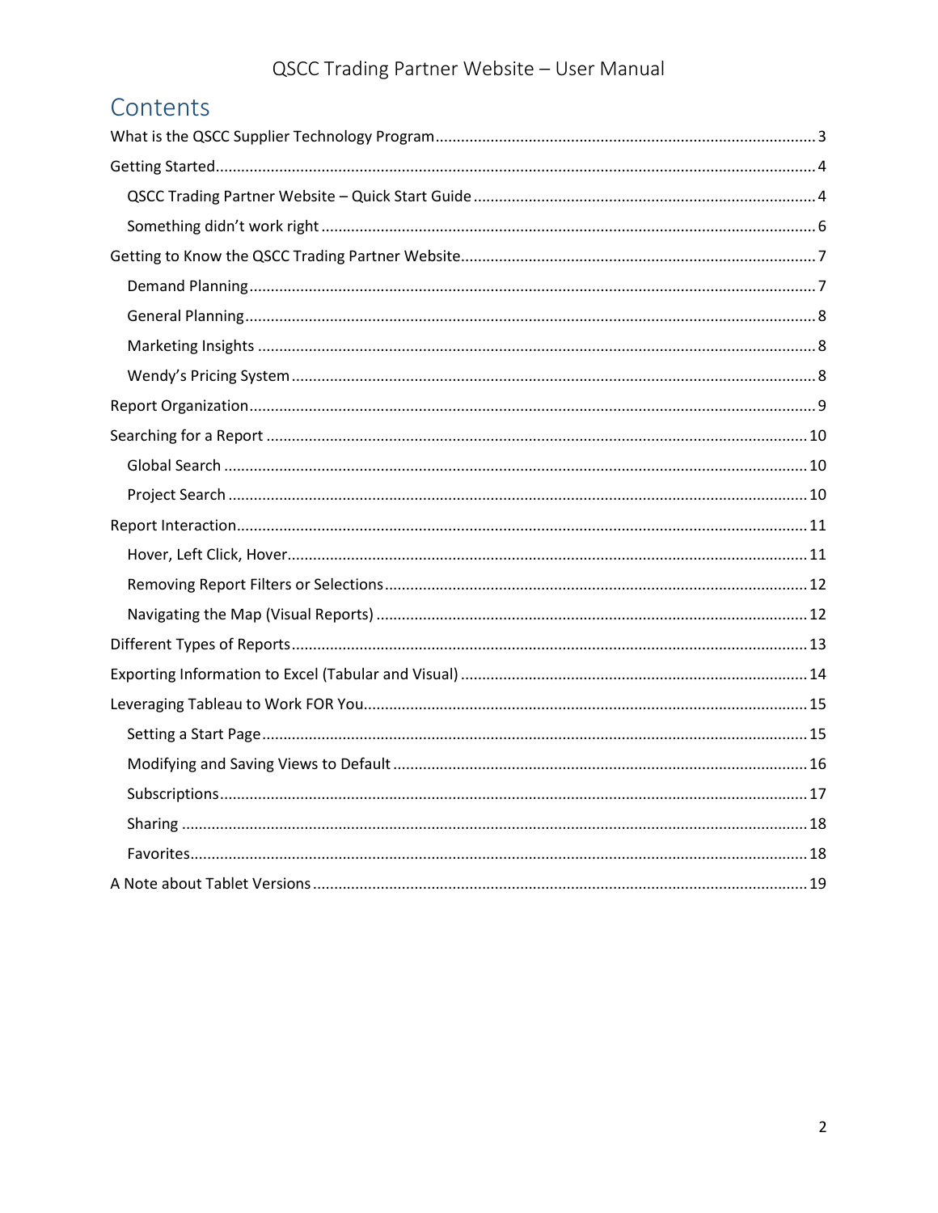# Contents

- What is the QSCC Supplier Technology Program ........ 3
- Getting Started ........ 4
  - QSCC Trading Partner Website – Quick Start Guide ........ 4
  - Something didn't work right ........ 6
- Getting to Know the QSCC Trading Partner Website ........ 7
  - Demand Planning ........ 7
  - General Planning ........ 8
  - Marketing Insights ........ 8
  - Wendy's Pricing System ........ 8
- Report Organization ........ 9
- Searching for a Report ........ 10
  - Global Search ........ 10
  - Project Search ........ 10
- Report Interaction ........ 11
  - Hover, Left Click, Hover ........ 11
  - Removing Report Filters or Selections ........ 12
  - Navigating the Map (Visual Reports) ........ 12
- Different Types of Reports ........ 13
- Exporting Information to Excel (Tabular and Visual) ........ 14
- Leveraging Tableau to Work FOR You ........ 15
  - Setting a Start Page ........ 15
  - Modifying and Saving Views to Default ........ 16
  - Subscriptions ........ 17
  - Sharing ........ 18
  - Favorites ........ 18
- A Note about Tablet Versions ........ 19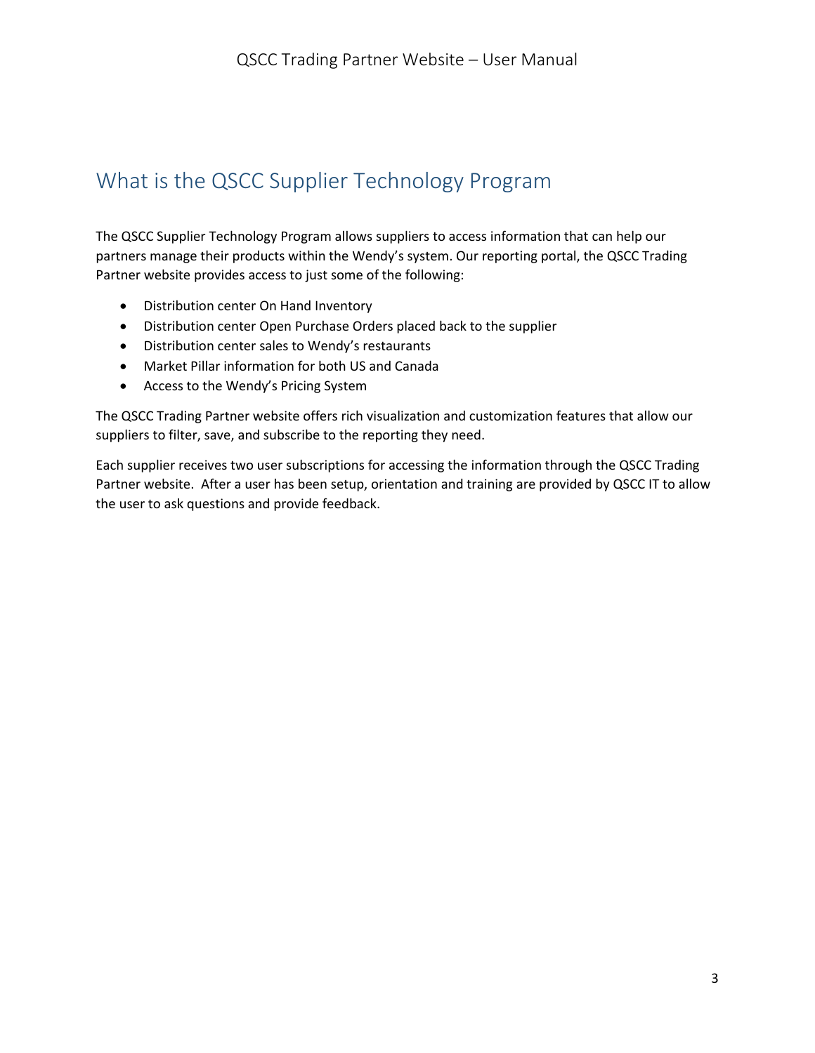# What is the QSCC Supplier Technology Program

The QSCC Supplier Technology Program allows suppliers to access information that can help our partners manage their products within the Wendy's system. Our reporting portal, the QSCC Trading Partner website provides access to just some of the following:

- Distribution center On Hand Inventory
- Distribution center Open Purchase Orders placed back to the supplier
- Distribution center sales to Wendy's restaurants
- Market Pillar information for both US and Canada
- Access to the Wendy's Pricing System

The QSCC Trading Partner website offers rich visualization and customization features that allow our suppliers to filter, save, and subscribe to the reporting they need.

Each supplier receives two user subscriptions for accessing the information through the QSCC Trading Partner website. After a user has been setup, orientation and training are provided by QSCC IT to allow the user to ask questions and provide feedback.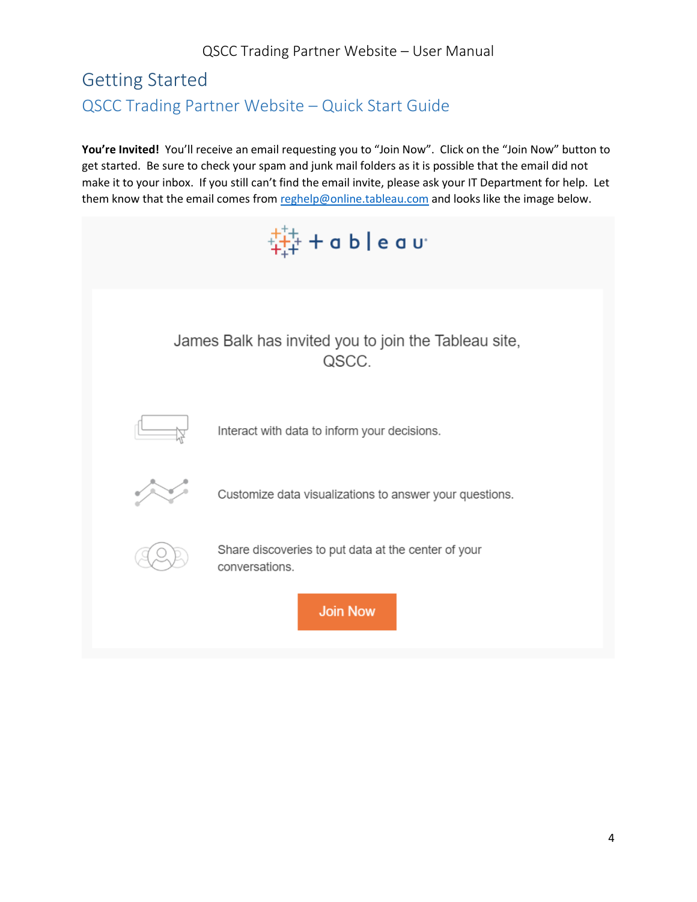# Getting Started

## QSCC Trading Partner Website – Quick Start Guide

**You're Invited!** You'll receive an email requesting you to "Join Now". Click on the "Join Now" button to get started. Be sure to check your spam and junk mail folders as it is possible that the email did not make it to your inbox. If you still can't find the email invite, please ask your IT Department for help. Let them know that the email comes from [reghelp@online.tableau.com](mailto:reghelp@online.tableau.com) and looks like the image below.

+ a b | e a u

James Balk has invited you to join the Tableau site, QSCC.

Interact with data to inform your decisions.

Customize data visualizations to answer your questions.

Share discoveries to put data at the center of your conversations.

Join Now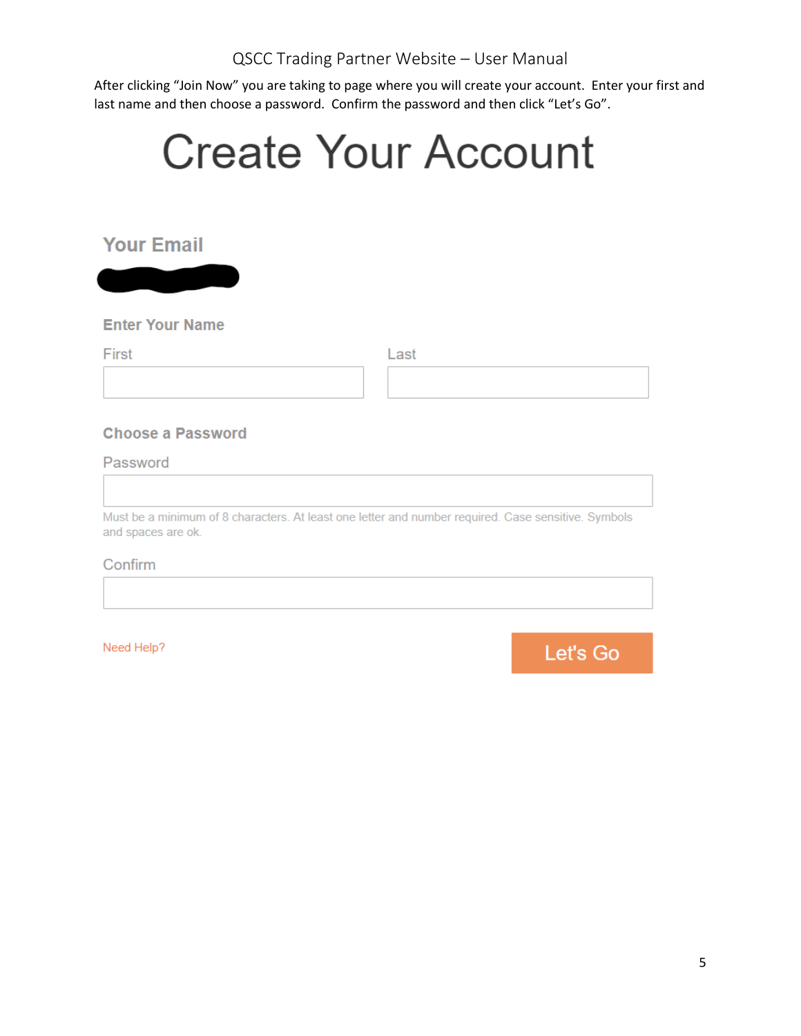After clicking "Join Now" you are taking to page where you will create your account. Enter your first and last name and then choose a password. Confirm the password and then click "Let's Go".

# Create Your Account

**Your Email**

**Enter Your Name**

First

Last

**Choose a Password**

Password

Must be a minimum of 8 characters. At least one letter and number required. Case sensitive. Symbols and spaces are ok.

Confirm

Need Help?

Let's Go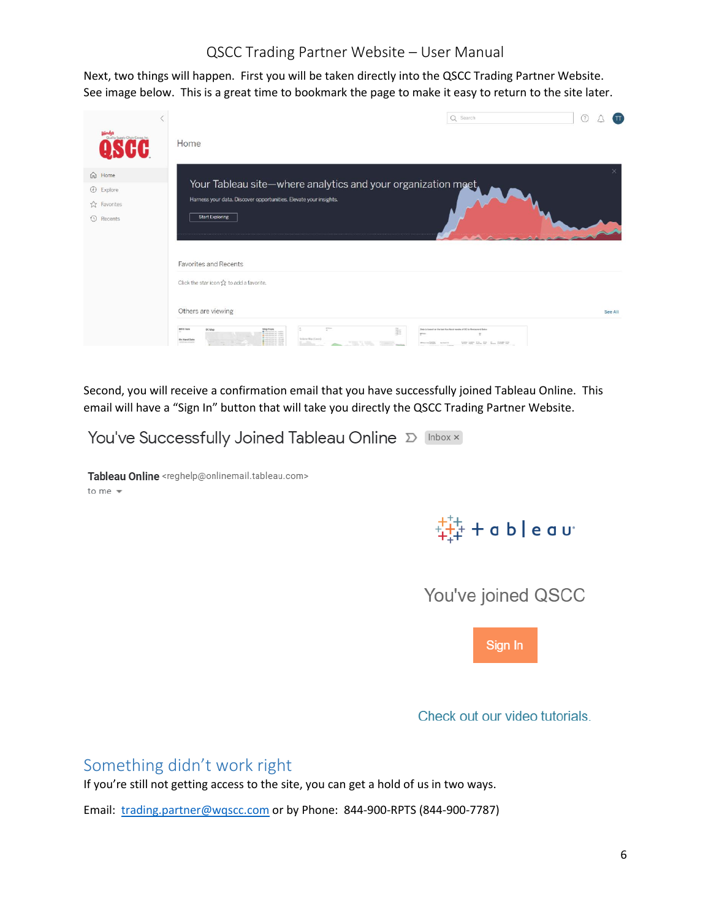Next, two things will happen. First you will be taken directly into the QSCC Trading Partner Website. See image below. This is a great time to bookmark the page to make it easy to return to the site later.

Second, you will receive a confirmation email that you have successfully joined Tableau Online. This email will have a "Sign In" button that will take you directly the QSCC Trading Partner Website.

## Something didn't work right

If you're still not getting access to the site, you can get a hold of us in two ways.

Email: trading.partner@wqscc.com or by Phone: 844-900-RPTS (844-900-7787)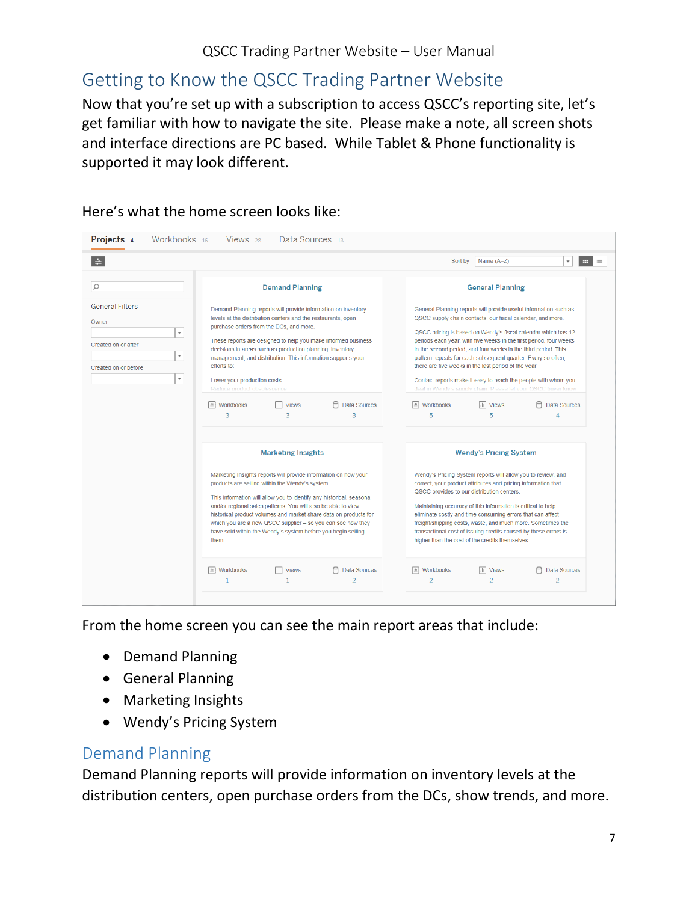# Getting to Know the QSCC Trading Partner Website

Now that you're set up with a subscription to access QSCC's reporting site, let's get familiar with how to navigate the site. Please make a note, all screen shots and interface directions are PC based. While Tablet & Phone functionality is supported it may look different.

Here's what the home screen looks like:

From the home screen you can see the main report areas that include:

- Demand Planning
- General Planning
- Marketing Insights
- Wendy's Pricing System

## Demand Planning

Demand Planning reports will provide information on inventory levels at the distribution centers, open purchase orders from the DCs, show trends, and more.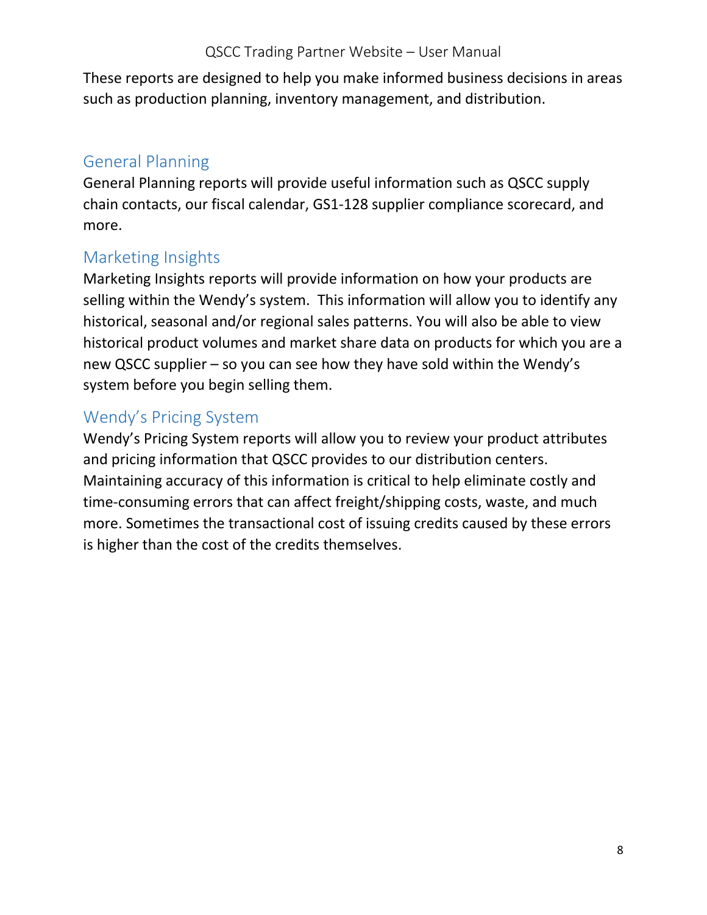These reports are designed to help you make informed business decisions in areas such as production planning, inventory management, and distribution.

## General Planning

General Planning reports will provide useful information such as QSCC supply chain contacts, our fiscal calendar, GS1-128 supplier compliance scorecard, and more.

## Marketing Insights

Marketing Insights reports will provide information on how your products are selling within the Wendy's system. This information will allow you to identify any historical, seasonal and/or regional sales patterns. You will also be able to view historical product volumes and market share data on products for which you are a new QSCC supplier – so you can see how they have sold within the Wendy's system before you begin selling them.

## Wendy's Pricing System

Wendy's Pricing System reports will allow you to review your product attributes and pricing information that QSCC provides to our distribution centers. Maintaining accuracy of this information is critical to help eliminate costly and time-consuming errors that can affect freight/shipping costs, waste, and much more. Sometimes the transactional cost of issuing credits caused by these errors is higher than the cost of the credits themselves.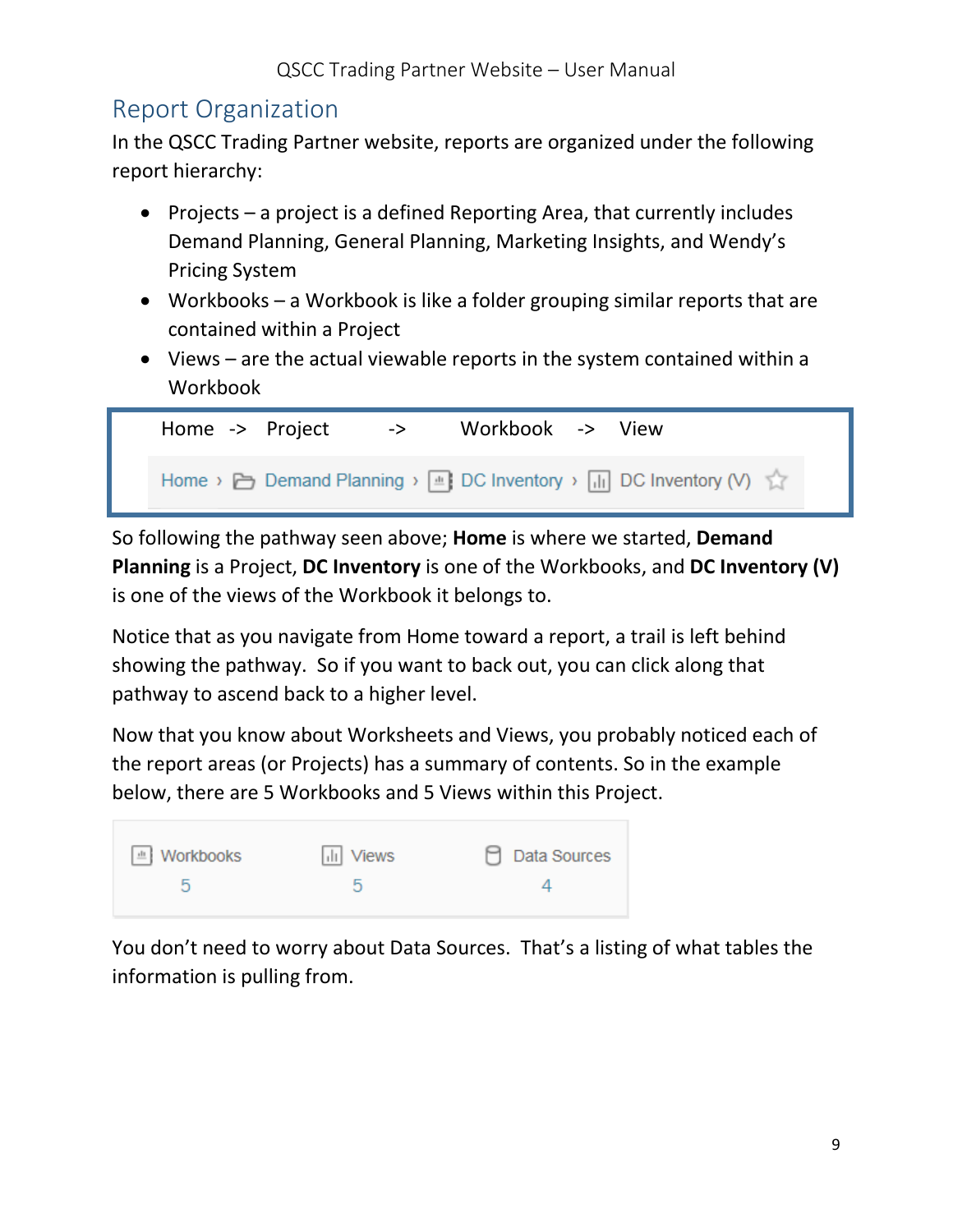## Report Organization

In the QSCC Trading Partner website, reports are organized under the following report hierarchy:

- Projects – a project is a defined Reporting Area, that currently includes Demand Planning, General Planning, Marketing Insights, and Wendy's Pricing System
- Workbooks – a Workbook is like a folder grouping similar reports that are contained within a Project
- Views – are the actual viewable reports in the system contained within a Workbook

Home -> Project -> Workbook -> View

Home › Demand Planning › DC Inventory › DC Inventory (V)

So following the pathway seen above; **Home** is where we started, **Demand Planning** is a Project, **DC Inventory** is one of the Workbooks, and **DC Inventory (V)** is one of the views of the Workbook it belongs to.

Notice that as you navigate from Home toward a report, a trail is left behind showing the pathway. So if you want to back out, you can click along that pathway to ascend back to a higher level.

Now that you know about Worksheets and Views, you probably noticed each of the report areas (or Projects) has a summary of contents. So in the example below, there are 5 Workbooks and 5 Views within this Project.

| Workbooks | Views | Data Sources |
|---|---|---|
| 5 | 5 | 4 |

You don't need to worry about Data Sources. That's a listing of what tables the information is pulling from.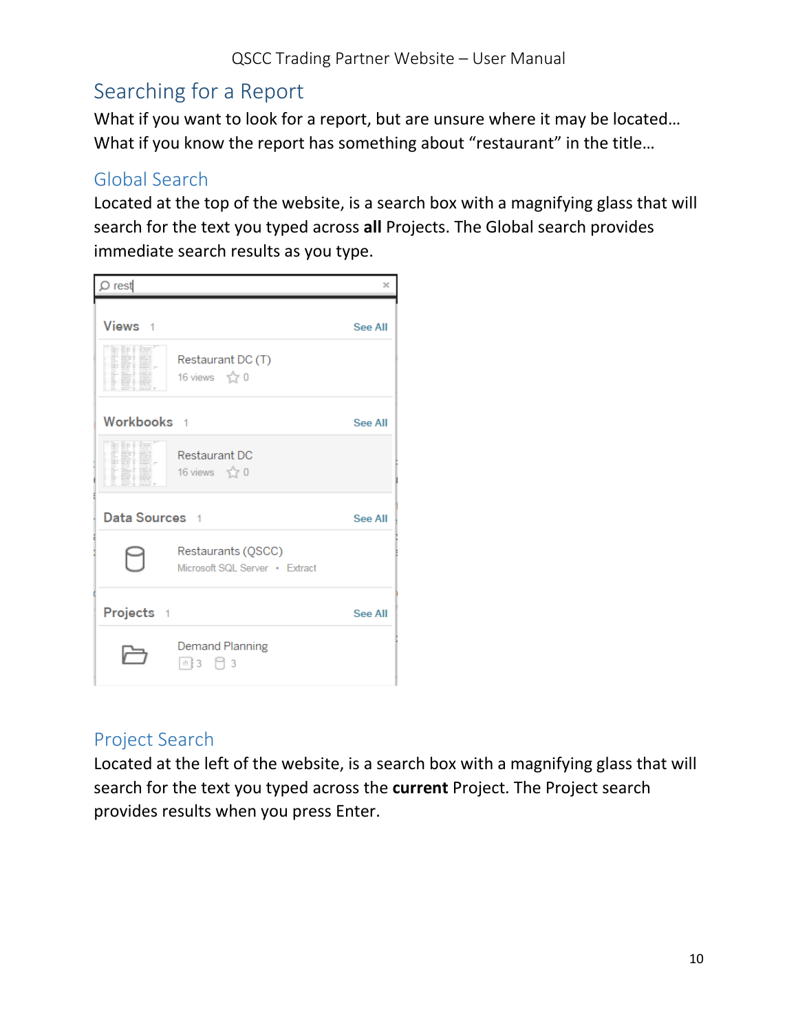# Searching for a Report

What if you want to look for a report, but are unsure where it may be located…
What if you know the report has something about “restaurant” in the title…

## Global Search

Located at the top of the website, is a search box with a magnifying glass that will search for the text you typed across **all** Projects. The Global search provides immediate search results as you type.

## Project Search

Located at the left of the website, is a search box with a magnifying glass that will search for the text you typed across the **current** Project. The Project search provides results when you press Enter.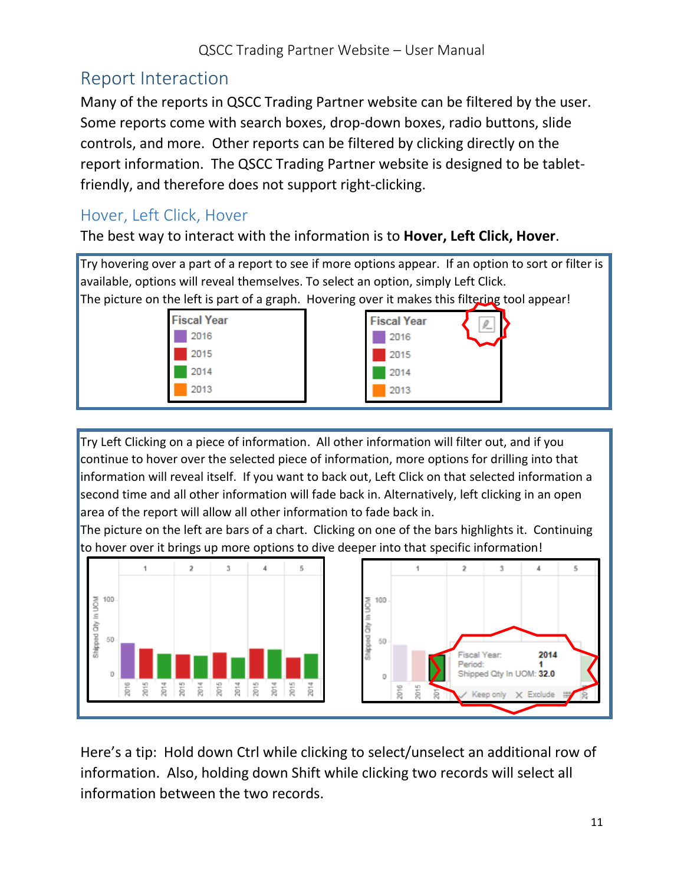## Report Interaction

Many of the reports in QSCC Trading Partner website can be filtered by the user. Some reports come with search boxes, drop-down boxes, radio buttons, slide controls, and more. Other reports can be filtered by clicking directly on the report information. The QSCC Trading Partner website is designed to be tablet-friendly, and therefore does not support right-clicking.

### Hover, Left Click, Hover

The best way to interact with the information is to **Hover, Left Click, Hover**.

Try hovering over a part of a report to see if more options appear. If an option to sort or filter is available, options will reveal themselves. To select an option, simply Left Click.

The picture on the left is part of a graph. Hovering over it makes this filtering tool appear!

Try Left Clicking on a piece of information. All other information will filter out, and if you continue to hover over the selected piece of information, more options for drilling into that information will reveal itself. If you want to back out, Left Click on that selected information a second time and all other information will fade back in. Alternatively, left clicking in an open area of the report will allow all other information to fade back in.

The picture on the left are bars of a chart. Clicking on one of the bars highlights it. Continuing to hover over it brings up more options to dive deeper into that specific information!

Here's a tip: Hold down Ctrl while clicking to select/unselect an additional row of information. Also, holding down Shift while clicking two records will select all information between the two records.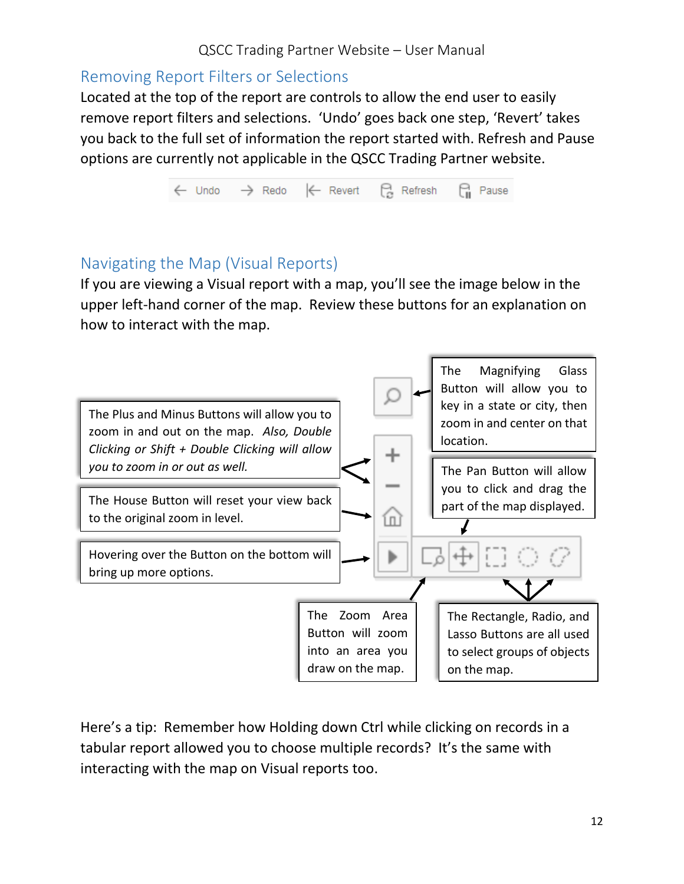## Removing Report Filters or Selections

Located at the top of the report are controls to allow the end user to easily remove report filters and selections. 'Undo' goes back one step, 'Revert' takes you back to the full set of information the report started with. Refresh and Pause options are currently not applicable in the QSCC Trading Partner website.

Undo Redo Revert Refresh Pause

## Navigating the Map (Visual Reports)

If you are viewing a Visual report with a map, you'll see the image below in the upper left-hand corner of the map. Review these buttons for an explanation on how to interact with the map.

The Magnifying Glass Button will allow you to key in a state or city, then zoom in and center on that location.

The Plus and Minus Buttons will allow you to zoom in and out on the map. *Also, Double Clicking or Shift + Double Clicking will allow you to zoom in or out as well.*

The Pan Button will allow you to click and drag the part of the map displayed.

The House Button will reset your view back to the original zoom in level.

Hovering over the Button on the bottom will bring up more options.

The Zoom Area Button will zoom into an area you draw on the map.

The Rectangle, Radio, and Lasso Buttons are all used to select groups of objects on the map.

Here's a tip: Remember how Holding down Ctrl while clicking on records in a tabular report allowed you to choose multiple records? It's the same with interacting with the map on Visual reports too.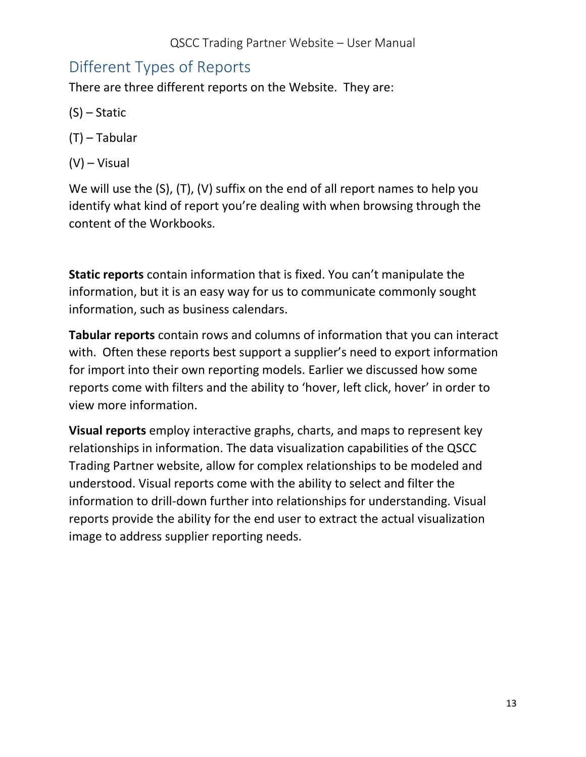## Different Types of Reports

There are three different reports on the Website. They are:

(S) – Static

(T) – Tabular

(V) – Visual

We will use the (S), (T), (V) suffix on the end of all report names to help you identify what kind of report you're dealing with when browsing through the content of the Workbooks.

**Static reports** contain information that is fixed. You can't manipulate the information, but it is an easy way for us to communicate commonly sought information, such as business calendars.

**Tabular reports** contain rows and columns of information that you can interact with. Often these reports best support a supplier's need to export information for import into their own reporting models. Earlier we discussed how some reports come with filters and the ability to 'hover, left click, hover' in order to view more information.

**Visual reports** employ interactive graphs, charts, and maps to represent key relationships in information. The data visualization capabilities of the QSCC Trading Partner website, allow for complex relationships to be modeled and understood. Visual reports come with the ability to select and filter the information to drill-down further into relationships for understanding. Visual reports provide the ability for the end user to extract the actual visualization image to address supplier reporting needs.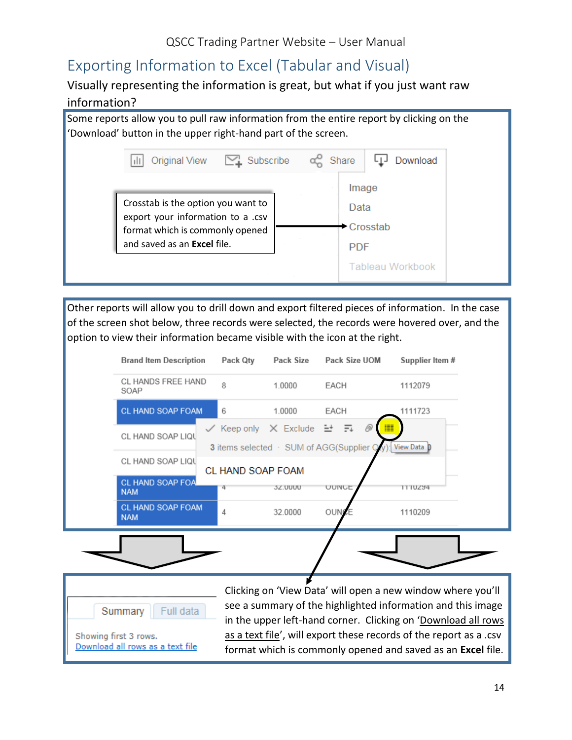# Exporting Information to Excel (Tabular and Visual)

Visually representing the information is great, but what if you just want raw information?

Some reports allow you to pull raw information from the entire report by clicking on the 'Download' button in the upper right-hand part of the screen.

Original View | Subscribe | Share | Download

- Image
- Data
- Crosstab
- PDF
- Tableau Workbook

Crosstab is the option you want to export your information to a .csv format which is commonly opened and saved as an **Excel** file.

Other reports will allow you to drill down and export filtered pieces of information. In the case of the screen shot below, three records were selected, the records were hovered over, and the option to view their information became visible with the icon at the right.

| Brand Item Description | Pack Qty | Pack Size | Pack Size UOM | Supplier Item # |
|---|---|---|---|---|
| CL HANDS FREE HAND SOAP | 8 | 1.0000 | EACH | 1112079 |
| CL HAND SOAP FOAM | 6 | 1.0000 | EACH | 1111723 |
| CL HAND SOAP LIQU | | | | |
| CL HAND SOAP LIQU | | | | |
| CL HAND SOAP FOA NAM | 4 | 32.0000 | OUNCE | 1110294 |
| CL HAND SOAP FOAM NAM | 4 | 32.0000 | OUNCE | 1110209 |

✓ Keep only ✕ Exclude

3 items selected · SUM of AGG(Supplier Qty): View Data

CL HAND SOAP FOAM

Summary | Full data

Showing first 3 rows.
Download all rows as a text file

Clicking on 'View Data' will open a new window where you'll see a summary of the highlighted information and this image in the upper left-hand corner. Clicking on 'Download all rows as a text file', will export these records of the report as a .csv format which is commonly opened and saved as an **Excel** file.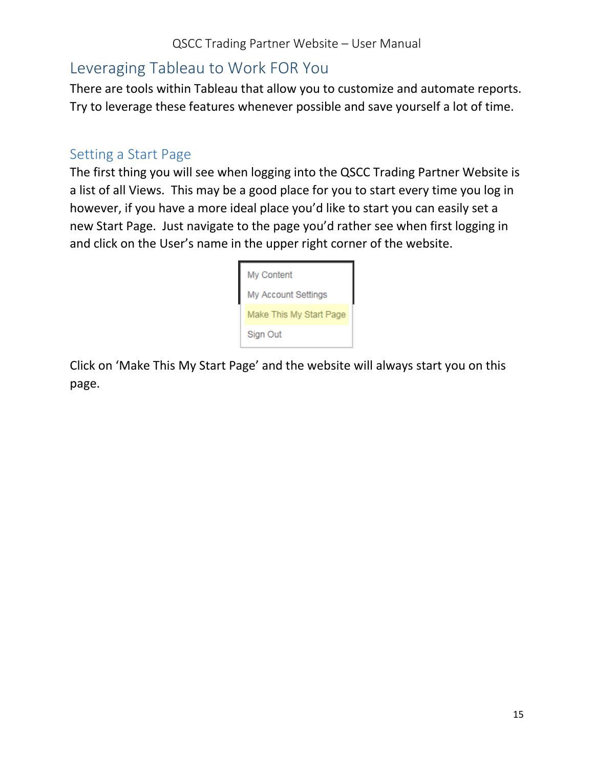## Leveraging Tableau to Work FOR You

There are tools within Tableau that allow you to customize and automate reports. Try to leverage these features whenever possible and save yourself a lot of time.

### Setting a Start Page

The first thing you will see when logging into the QSCC Trading Partner Website is a list of all Views. This may be a good place for you to start every time you log in however, if you have a more ideal place you'd like to start you can easily set a new Start Page. Just navigate to the page you'd rather see when first logging in and click on the User's name in the upper right corner of the website.

My Content
My Account Settings
Make This My Start Page
Sign Out

Click on 'Make This My Start Page' and the website will always start you on this page.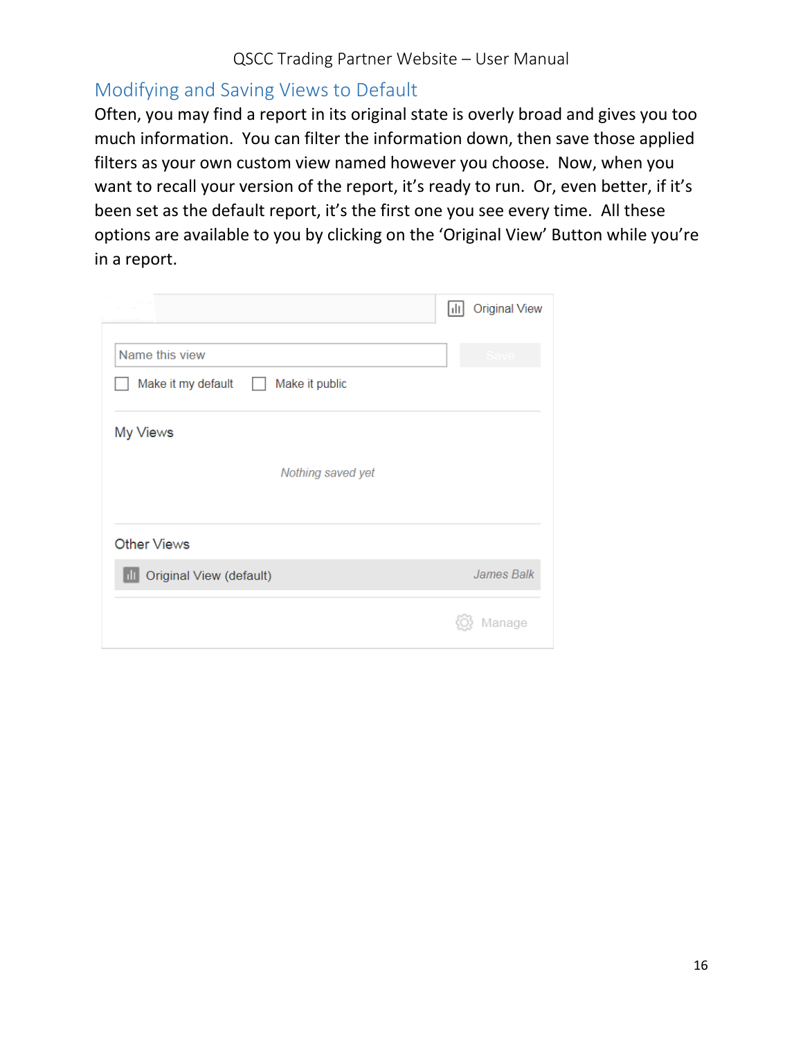## Modifying and Saving Views to Default

Often, you may find a report in its original state is overly broad and gives you too much information. You can filter the information down, then save those applied filters as your own custom view named however you choose. Now, when you want to recall your version of the report, it's ready to run. Or, even better, if it's been set as the default report, it's the first one you see every time. All these options are available to you by clicking on the 'Original View' Button while you're in a report.

Original View

Name this view | Save

Make it my default | Make it public

My Views

*Nothing saved yet*

Other Views

Original View (default) *James Balk*

Manage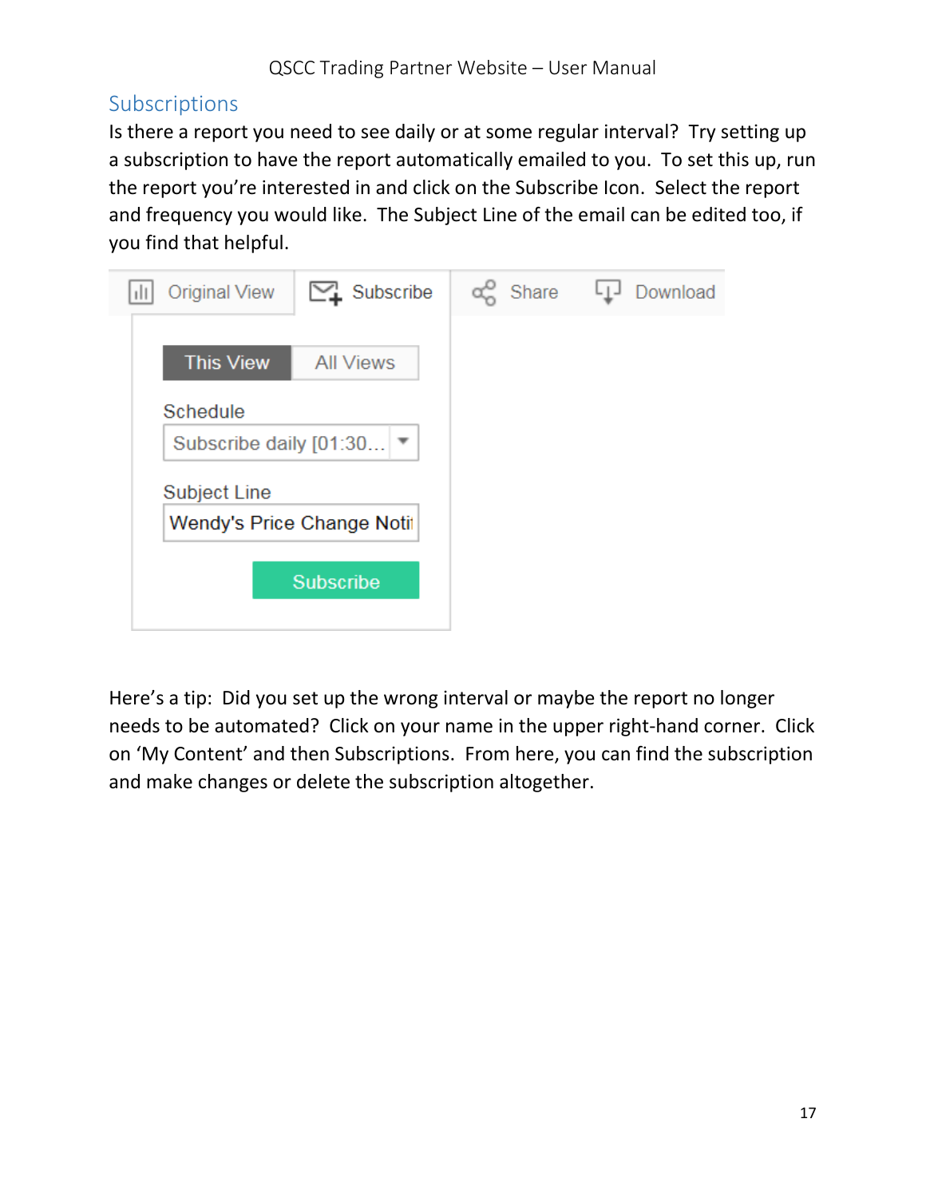## Subscriptions

Is there a report you need to see daily or at some regular interval? Try setting up a subscription to have the report automatically emailed to you. To set this up, run the report you're interested in and click on the Subscribe Icon. Select the report and frequency you would like. The Subject Line of the email can be edited too, if you find that helpful.

Here's a tip: Did you set up the wrong interval or maybe the report no longer needs to be automated? Click on your name in the upper right-hand corner. Click on 'My Content' and then Subscriptions. From here, you can find the subscription and make changes or delete the subscription altogether.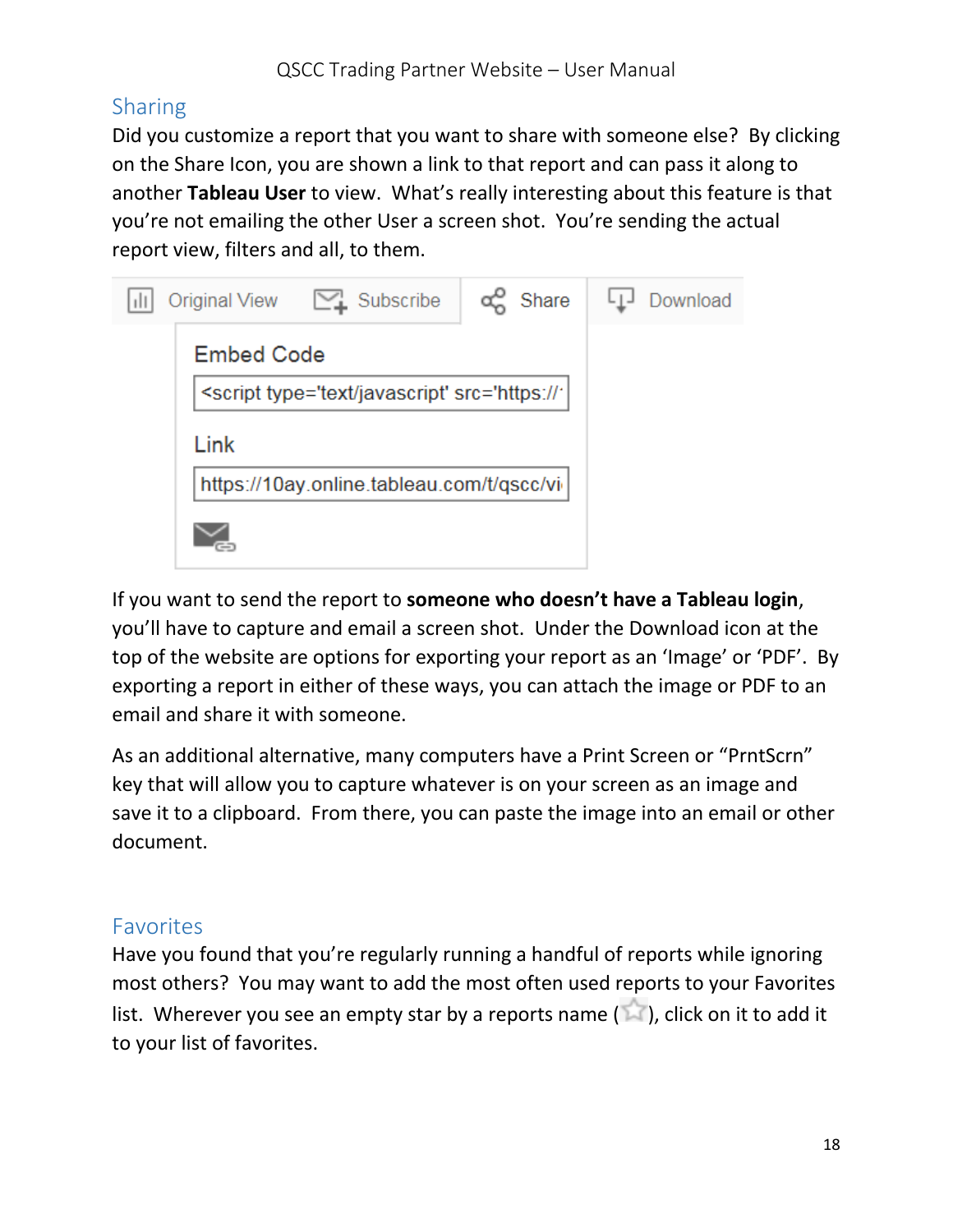## Sharing

Did you customize a report that you want to share with someone else? By clicking on the Share Icon, you are shown a link to that report and can pass it along to another **Tableau User** to view. What's really interesting about this feature is that you're not emailing the other User a screen shot. You're sending the actual report view, filters and all, to them.

If you want to send the report to **someone who doesn't have a Tableau login**, you'll have to capture and email a screen shot. Under the Download icon at the top of the website are options for exporting your report as an 'Image' or 'PDF'. By exporting a report in either of these ways, you can attach the image or PDF to an email and share it with someone.

As an additional alternative, many computers have a Print Screen or "PrntScrn" key that will allow you to capture whatever is on your screen as an image and save it to a clipboard. From there, you can paste the image into an email or other document.

## Favorites

Have you found that you're regularly running a handful of reports while ignoring most others? You may want to add the most often used reports to your Favorites list. Wherever you see an empty star by a reports name (☆), click on it to add it to your list of favorites.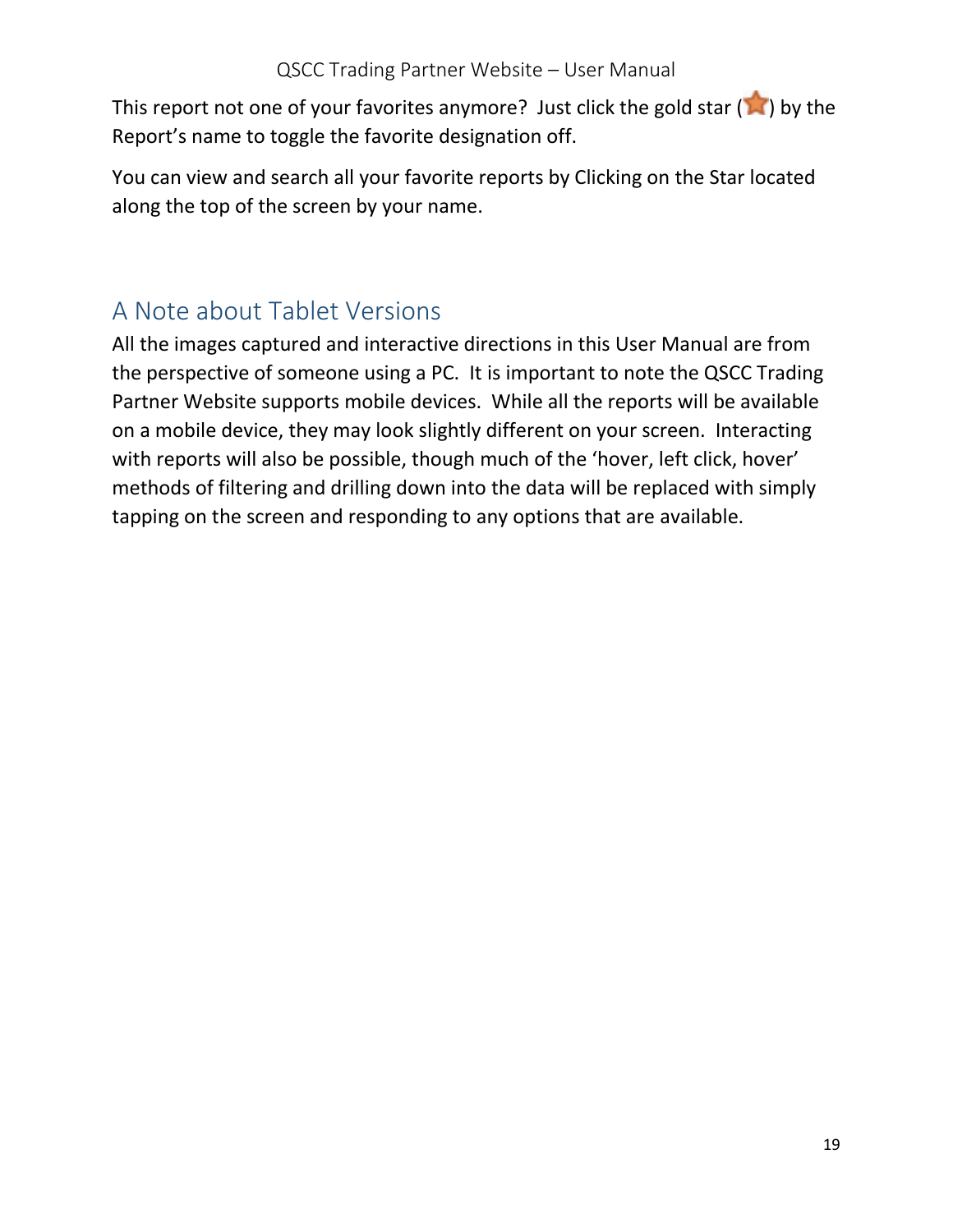This report not one of your favorites anymore?  Just click the gold star (⭐) by the Report's name to toggle the favorite designation off.

You can view and search all your favorite reports by Clicking on the Star located along the top of the screen by your name.

## A Note about Tablet Versions

All the images captured and interactive directions in this User Manual are from the perspective of someone using a PC.  It is important to note the QSCC Trading Partner Website supports mobile devices.  While all the reports will be available on a mobile device, they may look slightly different on your screen.  Interacting with reports will also be possible, though much of the 'hover, left click, hover' methods of filtering and drilling down into the data will be replaced with simply tapping on the screen and responding to any options that are available.